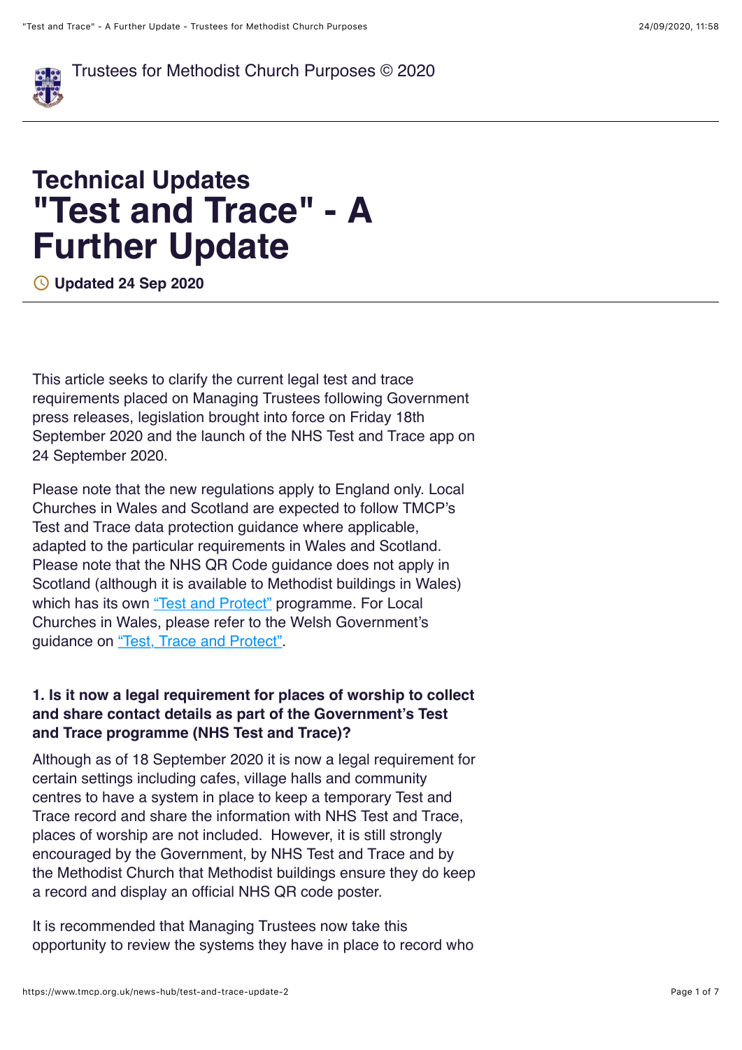Trustees for Methodist Church Purposes © 2020

# Technical Updates

# "Test and Trace" - A Further Update

**Updated 24 Sep 2020**

This article seeks to clarify the current legal test and trace requirements placed on Managing Trustees following Government press releases, legislation brought into force on Friday 18th September 2020 and the launch of the NHS Test and Trace app on 24 September 2020.

Please note that the new regulations apply to England only. Local Churches in Wales and Scotland are expected to follow TMCP's Test and Trace data protection guidance where applicable, adapted to the particular requirements in Wales and Scotland. Please note that the NHS QR Code guidance does not apply in Scotland (although it is available to Methodist buildings in Wales) which has its own "Test and Protect" programme. For Local Churches in Wales, please refer to the Welsh Government's guidance on "Test, Trace and Protect".

**1. Is it now a legal requirement for places of worship to collect and share contact details as part of the Government's Test and Trace programme (NHS Test and Trace)?**

Although as of 18 September 2020 it is now a legal requirement for certain settings including cafes, village halls and community centres to have a system in place to keep a temporary Test and Trace record and share the information with NHS Test and Trace, places of worship are not included. However, it is still strongly encouraged by the Government, by NHS Test and Trace and by the Methodist Church that Methodist buildings ensure they do keep a record and display an official NHS QR code poster.

It is recommended that Managing Trustees now take this opportunity to review the systems they have in place to record who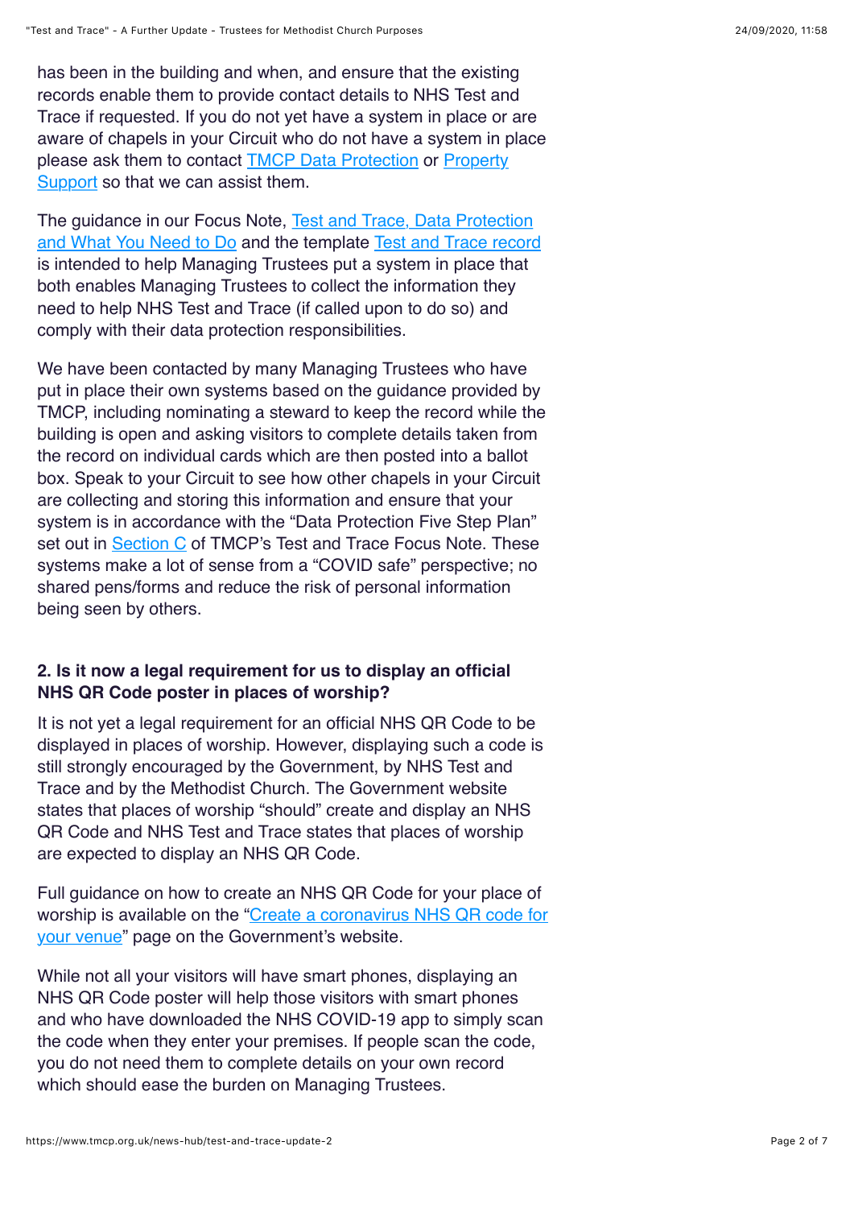has been in the building and when, and ensure that the existing records enable them to provide contact details to NHS Test and Trace if requested. If you do not yet have a system in place or are aware of chapels in your Circuit who do not have a system in place please ask them to contact [TMCP Data Protection]() or [Property Support]() so that we can assist them.

The guidance in our Focus Note, [Test and Trace, Data Protection and What You Need to Do]() and the template [Test and Trace record]() is intended to help Managing Trustees put a system in place that both enables Managing Trustees to collect the information they need to help NHS Test and Trace (if called upon to do so) and comply with their data protection responsibilities.

We have been contacted by many Managing Trustees who have put in place their own systems based on the guidance provided by TMCP, including nominating a steward to keep the record while the building is open and asking visitors to complete details taken from the record on individual cards which are then posted into a ballot box. Speak to your Circuit to see how other chapels in your Circuit are collecting and storing this information and ensure that your system is in accordance with the "Data Protection Five Step Plan" set out in [Section C]() of TMCP's Test and Trace Focus Note. These systems make a lot of sense from a "COVID safe" perspective; no shared pens/forms and reduce the risk of personal information being seen by others.

**2. Is it now a legal requirement for us to display an official NHS QR Code poster in places of worship?**

It is not yet a legal requirement for an official NHS QR Code to be displayed in places of worship. However, displaying such a code is still strongly encouraged by the Government, by NHS Test and Trace and by the Methodist Church. The Government website states that places of worship "should" create and display an NHS QR Code and NHS Test and Trace states that places of worship are expected to display an NHS QR Code.

Full guidance on how to create an NHS QR Code for your place of worship is available on the "[Create a coronavirus NHS QR code for your venue]()" page on the Government's website.

While not all your visitors will have smart phones, displaying an NHS QR Code poster will help those visitors with smart phones and who have downloaded the NHS COVID-19 app to simply scan the code when they enter your premises. If people scan the code, you do not need them to complete details on your own record which should ease the burden on Managing Trustees.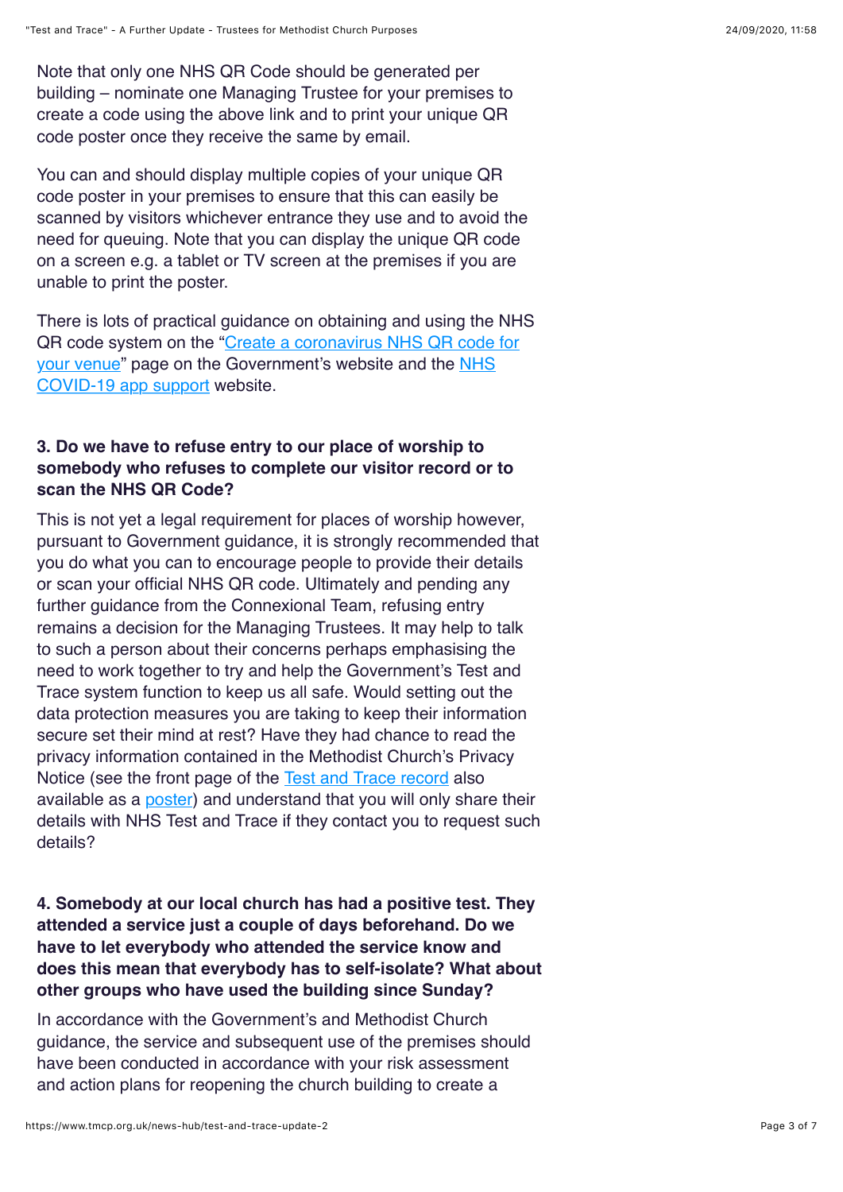Note that only one NHS QR Code should be generated per building – nominate one Managing Trustee for your premises to create a code using the above link and to print your unique QR code poster once they receive the same by email.

You can and should display multiple copies of your unique QR code poster in your premises to ensure that this can easily be scanned by visitors whichever entrance they use and to avoid the need for queuing. Note that you can display the unique QR code on a screen e.g. a tablet or TV screen at the premises if you are unable to print the poster.

There is lots of practical guidance on obtaining and using the NHS QR code system on the "Create a coronavirus NHS QR code for your venue" page on the Government's website and the NHS COVID-19 app support website.

### 3. Do we have to refuse entry to our place of worship to somebody who refuses to complete our visitor record or to scan the NHS QR Code?

This is not yet a legal requirement for places of worship however, pursuant to Government guidance, it is strongly recommended that you do what you can to encourage people to provide their details or scan your official NHS QR code. Ultimately and pending any further guidance from the Connexional Team, refusing entry remains a decision for the Managing Trustees. It may help to talk to such a person about their concerns perhaps emphasising the need to work together to try and help the Government's Test and Trace system function to keep us all safe. Would setting out the data protection measures you are taking to keep their information secure set their mind at rest? Have they had chance to read the privacy information contained in the Methodist Church's Privacy Notice (see the front page of the Test and Trace record also available as a poster) and understand that you will only share their details with NHS Test and Trace if they contact you to request such details?

### 4. Somebody at our local church has had a positive test. They attended a service just a couple of days beforehand. Do we have to let everybody who attended the service know and does this mean that everybody has to self-isolate? What about other groups who have used the building since Sunday?

In accordance with the Government's and Methodist Church guidance, the service and subsequent use of the premises should have been conducted in accordance with your risk assessment and action plans for reopening the church building to create a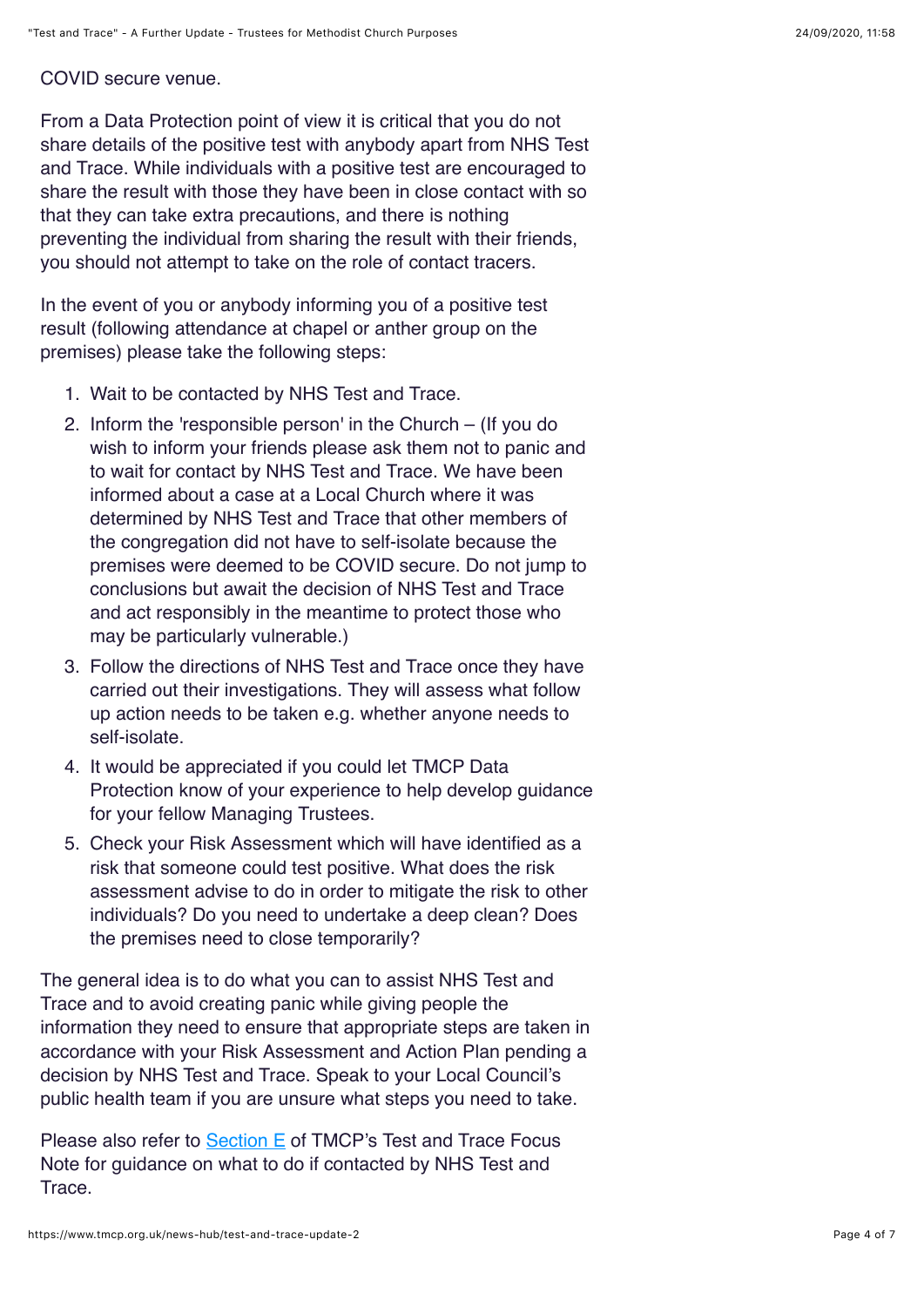COVID secure venue.

From a Data Protection point of view it is critical that you do not share details of the positive test with anybody apart from NHS Test and Trace. While individuals with a positive test are encouraged to share the result with those they have been in close contact with so that they can take extra precautions, and there is nothing preventing the individual from sharing the result with their friends, you should not attempt to take on the role of contact tracers.

In the event of you or anybody informing you of a positive test result (following attendance at chapel or anther group on the premises) please take the following steps:

1. Wait to be contacted by NHS Test and Trace.
2. Inform the 'responsible person' in the Church – (If you do wish to inform your friends please ask them not to panic and to wait for contact by NHS Test and Trace. We have been informed about a case at a Local Church where it was determined by NHS Test and Trace that other members of the congregation did not have to self-isolate because the premises were deemed to be COVID secure. Do not jump to conclusions but await the decision of NHS Test and Trace and act responsibly in the meantime to protect those who may be particularly vulnerable.)
3. Follow the directions of NHS Test and Trace once they have carried out their investigations. They will assess what follow up action needs to be taken e.g. whether anyone needs to self-isolate.
4. It would be appreciated if you could let TMCP Data Protection know of your experience to help develop guidance for your fellow Managing Trustees.
5. Check your Risk Assessment which will have identified as a risk that someone could test positive. What does the risk assessment advise to do in order to mitigate the risk to other individuals? Do you need to undertake a deep clean? Does the premises need to close temporarily?

The general idea is to do what you can to assist NHS Test and Trace and to avoid creating panic while giving people the information they need to ensure that appropriate steps are taken in accordance with your Risk Assessment and Action Plan pending a decision by NHS Test and Trace. Speak to your Local Council's public health team if you are unsure what steps you need to take.

Please also refer to Section E of TMCP's Test and Trace Focus Note for guidance on what to do if contacted by NHS Test and Trace.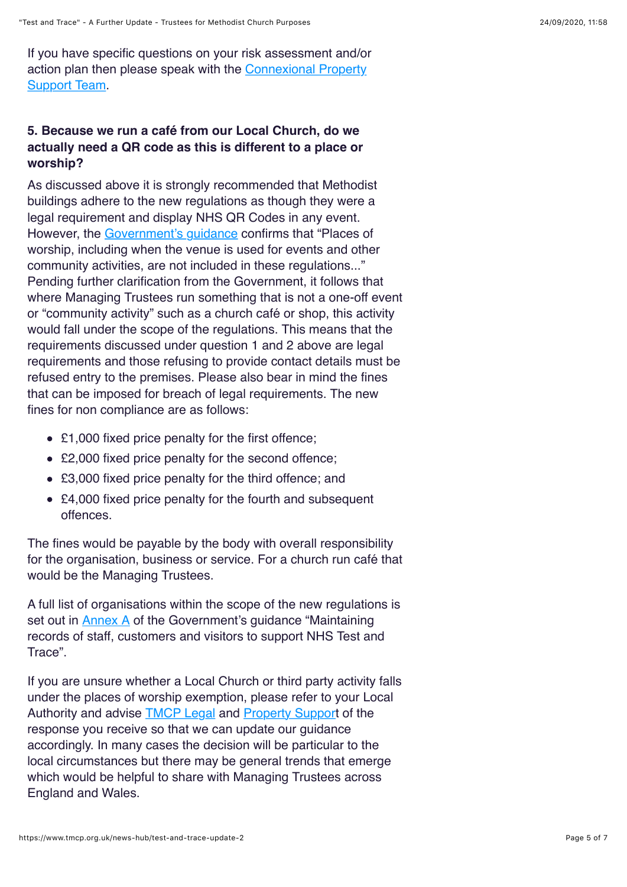If you have specific questions on your risk assessment and/or action plan then please speak with the Connexional Property Support Team.

**5. Because we run a café from our Local Church, do we actually need a QR code as this is different to a place or worship?**

As discussed above it is strongly recommended that Methodist buildings adhere to the new regulations as though they were a legal requirement and display NHS QR Codes in any event. However, the Government's guidance confirms that "Places of worship, including when the venue is used for events and other community activities, are not included in these regulations..." Pending further clarification from the Government, it follows that where Managing Trustees run something that is not a one-off event or "community activity" such as a church café or shop, this activity would fall under the scope of the regulations. This means that the requirements discussed under question 1 and 2 above are legal requirements and those refusing to provide contact details must be refused entry to the premises. Please also bear in mind the fines that can be imposed for breach of legal requirements. The new fines for non compliance are as follows:

- £1,000 fixed price penalty for the first offence;
- £2,000 fixed price penalty for the second offence;
- £3,000 fixed price penalty for the third offence; and
- £4,000 fixed price penalty for the fourth and subsequent offences.

The fines would be payable by the body with overall responsibility for the organisation, business or service. For a church run café that would be the Managing Trustees.

A full list of organisations within the scope of the new regulations is set out in Annex A of the Government's guidance "Maintaining records of staff, customers and visitors to support NHS Test and Trace".

If you are unsure whether a Local Church or third party activity falls under the places of worship exemption, please refer to your Local Authority and advise TMCP Legal and Property Support of the response you receive so that we can update our guidance accordingly. In many cases the decision will be particular to the local circumstances but there may be general trends that emerge which would be helpful to share with Managing Trustees across England and Wales.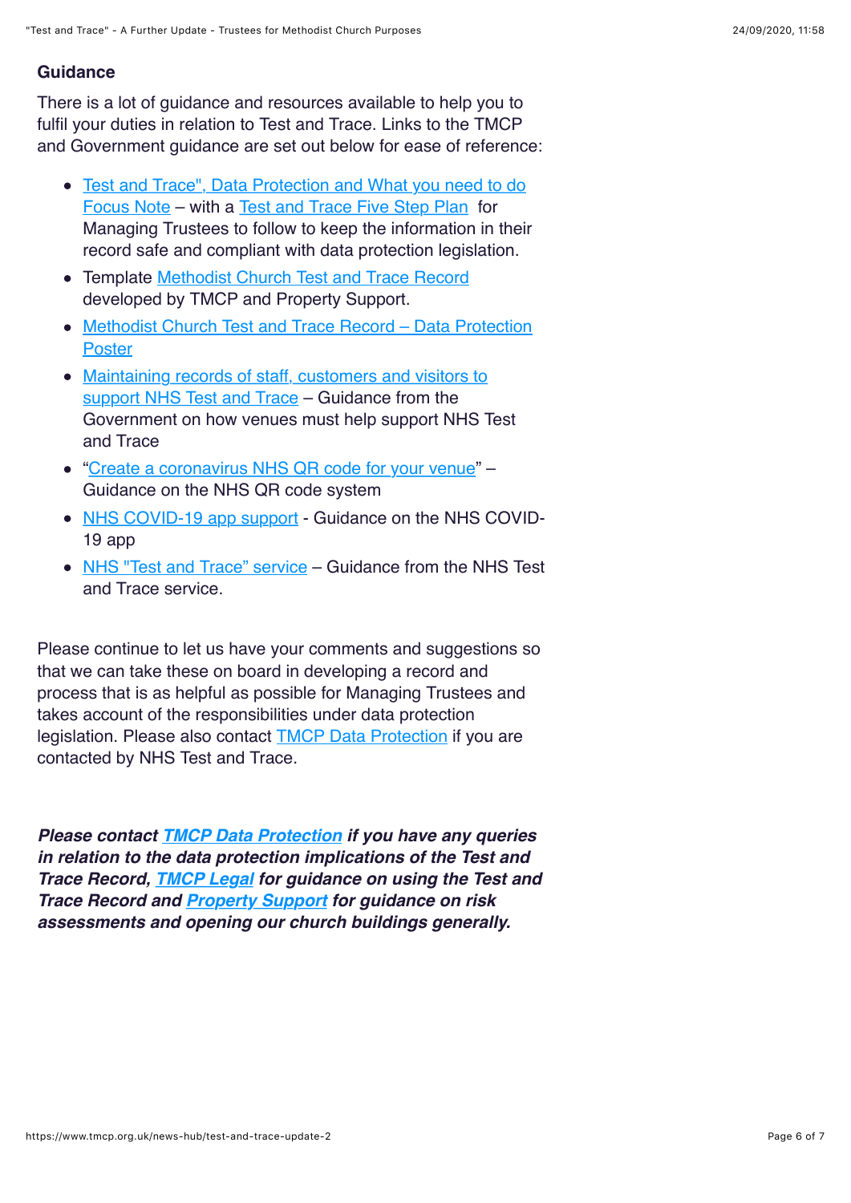**Guidance**

There is a lot of guidance and resources available to help you to fulfil your duties in relation to Test and Trace. Links to the TMCP and Government guidance are set out below for ease of reference:

- Test and Trace", Data Protection and What you need to do Focus Note – with a Test and Trace Five Step Plan for Managing Trustees to follow to keep the information in their record safe and compliant with data protection legislation.
- Template Methodist Church Test and Trace Record developed by TMCP and Property Support.
- Methodist Church Test and Trace Record – Data Protection Poster
- Maintaining records of staff, customers and visitors to support NHS Test and Trace – Guidance from the Government on how venues must help support NHS Test and Trace
- "Create a coronavirus NHS QR code for your venue" – Guidance on the NHS QR code system
- NHS COVID-19 app support - Guidance on the NHS COVID-19 app
- NHS "Test and Trace" service – Guidance from the NHS Test and Trace service.

Please continue to let us have your comments and suggestions so that we can take these on board in developing a record and process that is as helpful as possible for Managing Trustees and takes account of the responsibilities under data protection legislation. Please also contact TMCP Data Protection if you are contacted by NHS Test and Trace.

***Please contact TMCP Data Protection if you have any queries in relation to the data protection implications of the Test and Trace Record, TMCP Legal for guidance on using the Test and Trace Record and Property Support for guidance on risk assessments and opening our church buildings generally.***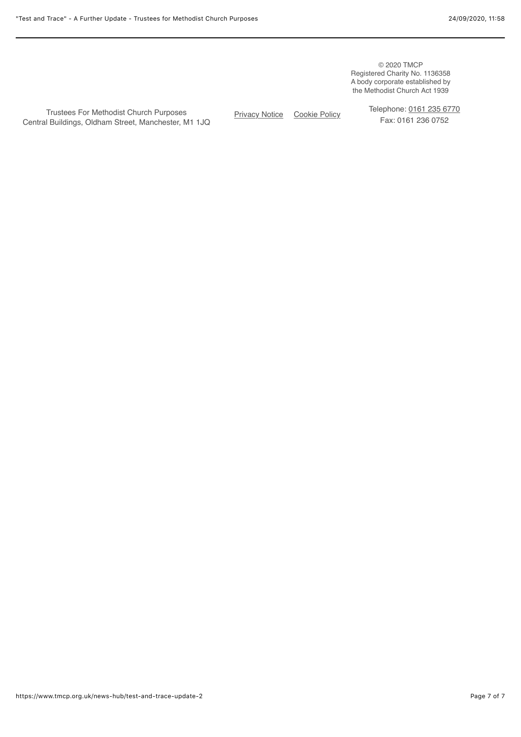© 2020 TMCP
Registered Charity No. 1136358
A body corporate established by
the Methodist Church Act 1939

Trustees For Methodist Church Purposes
Central Buildings, Oldham Street, Manchester, M1 1JQ

Privacy Notice Cookie Policy

Telephone: 0161 235 6770
Fax: 0161 236 0752